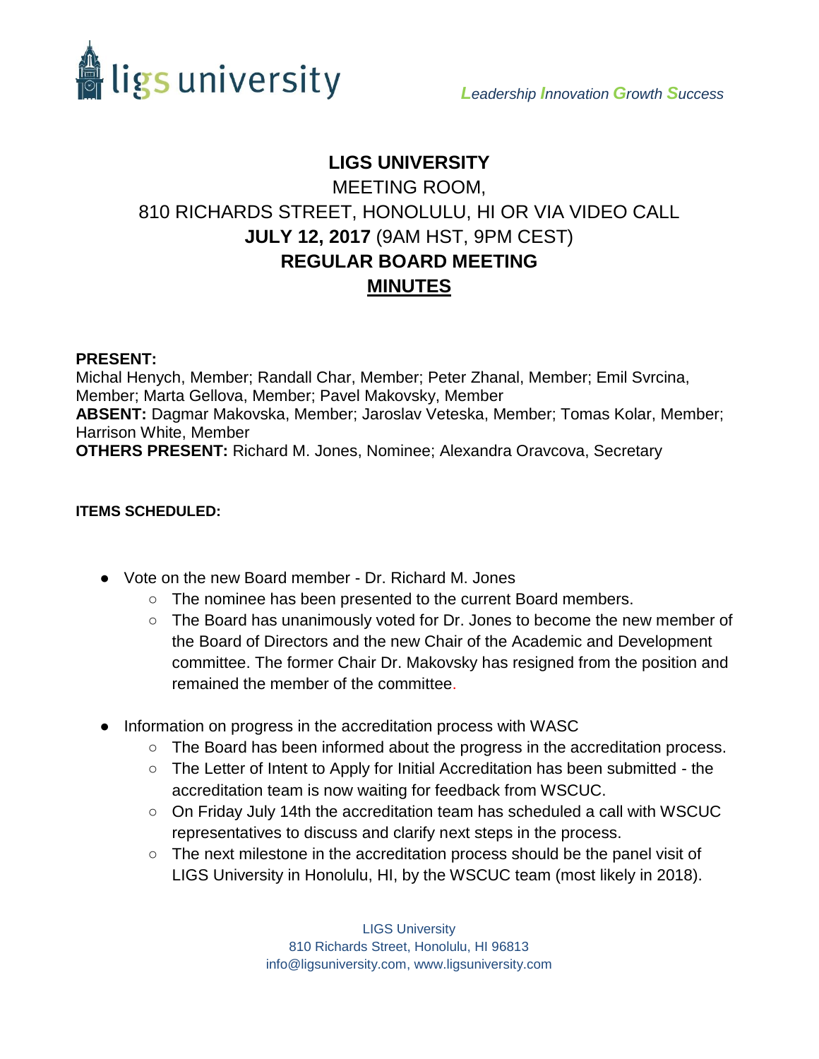*Leadership Innovation Growth Success*

# LIGS UNIVERSITY

MEETING ROOM,

810 RICHARDS STREET, HONOLULU, HI OR VIA VIDEO CALL

**JULY 12, 2017** (9AM HST, 9PM CEST)

**REGULAR BOARD MEETING**

**MINUTES**

**PRESENT:**
Michal Henych, Member; Randall Char, Member; Peter Zhanal, Member; Emil Svrcina, Member; Marta Gellova, Member; Pavel Makovsky, Member

**ABSENT:** Dagmar Makovska, Member; Jaroslav Veteska, Member; Tomas Kolar, Member; Harrison White, Member

**OTHERS PRESENT:** Richard M. Jones, Nominee; Alexandra Oravcova, Secretary

**ITEMS SCHEDULED:**

- Vote on the new Board member - Dr. Richard M. Jones
  - The nominee has been presented to the current Board members.
  - The Board has unanimously voted for Dr. Jones to become the new member of the Board of Directors and the new Chair of the Academic and Development committee. The former Chair Dr. Makovsky has resigned from the position and remained the member of the committee.
- Information on progress in the accreditation process with WASC
  - The Board has been informed about the progress in the accreditation process.
  - The Letter of Intent to Apply for Initial Accreditation has been submitted - the accreditation team is now waiting for feedback from WSCUC.
  - On Friday July 14th the accreditation team has scheduled a call with WSCUC representatives to discuss and clarify next steps in the process.
  - The next milestone in the accreditation process should be the panel visit of LIGS University in Honolulu, HI, by the WSCUC team (most likely in 2018).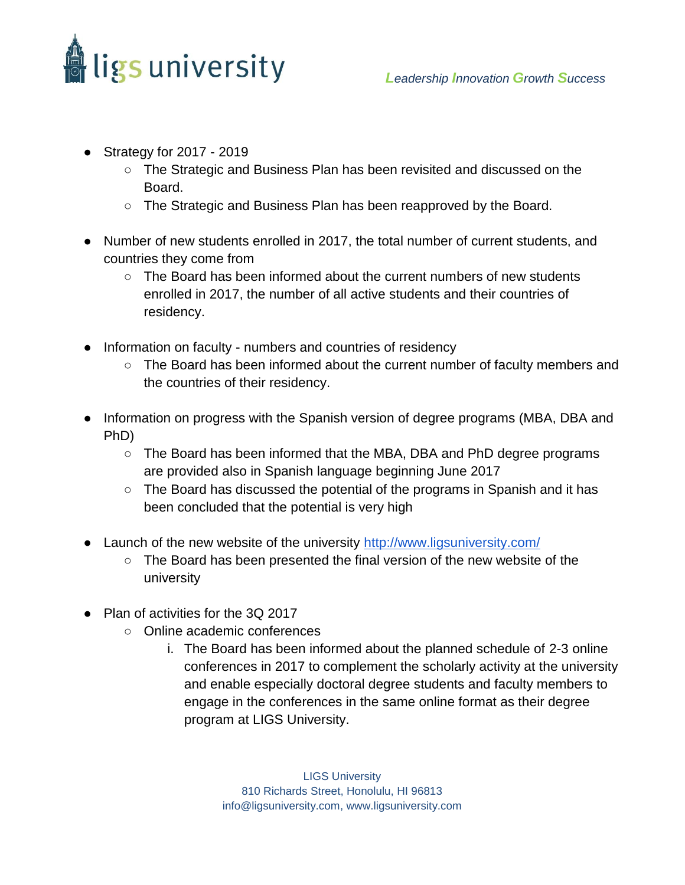- Strategy for 2017 - 2019
  - The Strategic and Business Plan has been revisited and discussed on the Board.
  - The Strategic and Business Plan has been reapproved by the Board.

- Number of new students enrolled in 2017, the total number of current students, and countries they come from
  - The Board has been informed about the current numbers of new students enrolled in 2017, the number of all active students and their countries of residency.

- Information on faculty - numbers and countries of residency
  - The Board has been informed about the current number of faculty members and the countries of their residency.

- Information on progress with the Spanish version of degree programs (MBA, DBA and PhD)
  - The Board has been informed that the MBA, DBA and PhD degree programs are provided also in Spanish language beginning June 2017
  - The Board has discussed the potential of the programs in Spanish and it has been concluded that the potential is very high

- Launch of the new website of the university [http://www.ligsuniversity.com/](http://www.ligsuniversity.com/)
  - The Board has been presented the final version of the new website of the university

- Plan of activities for the 3Q 2017
  - Online academic conferences
    1. The Board has been informed about the planned schedule of 2-3 online conferences in 2017 to complement the scholarly activity at the university and enable especially doctoral degree students and faculty members to engage in the conferences in the same online format as their degree program at LIGS University.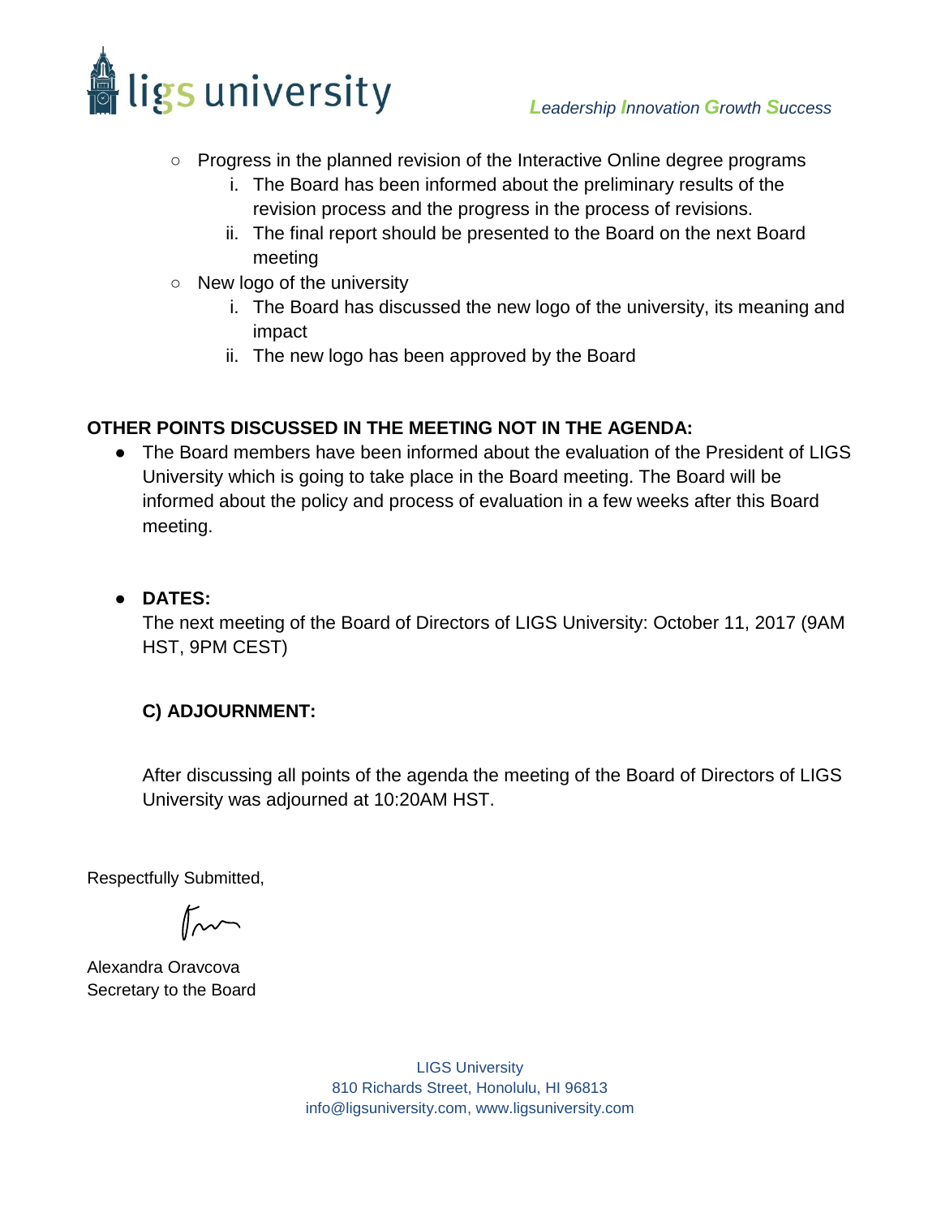- Progress in the planned revision of the Interactive Online degree programs
    1. The Board has been informed about the preliminary results of the revision process and the progress in the process of revisions.
    2. The final report should be presented to the Board on the next Board meeting
- New logo of the university
    1. The Board has discussed the new logo of the university, its meaning and impact
    2. The new logo has been approved by the Board

**OTHER POINTS DISCUSSED IN THE MEETING NOT IN THE AGENDA:**

- The Board members have been informed about the evaluation of the President of LIGS University which is going to take place in the Board meeting. The Board will be informed about the policy and process of evaluation in a few weeks after this Board meeting.

- **DATES:**
  The next meeting of the Board of Directors of LIGS University: October 11, 2017 (9AM HST, 9PM CEST)

**C) ADJOURNMENT:**

After discussing all points of the agenda the meeting of the Board of Directors of LIGS University was adjourned at 10:20AM HST.

Respectfully Submitted,

Alexandra Oravcova
Secretary to the Board

LIGS University
810 Richards Street, Honolulu, HI 96813
info@ligsuniversity.com, www.ligsuniversity.com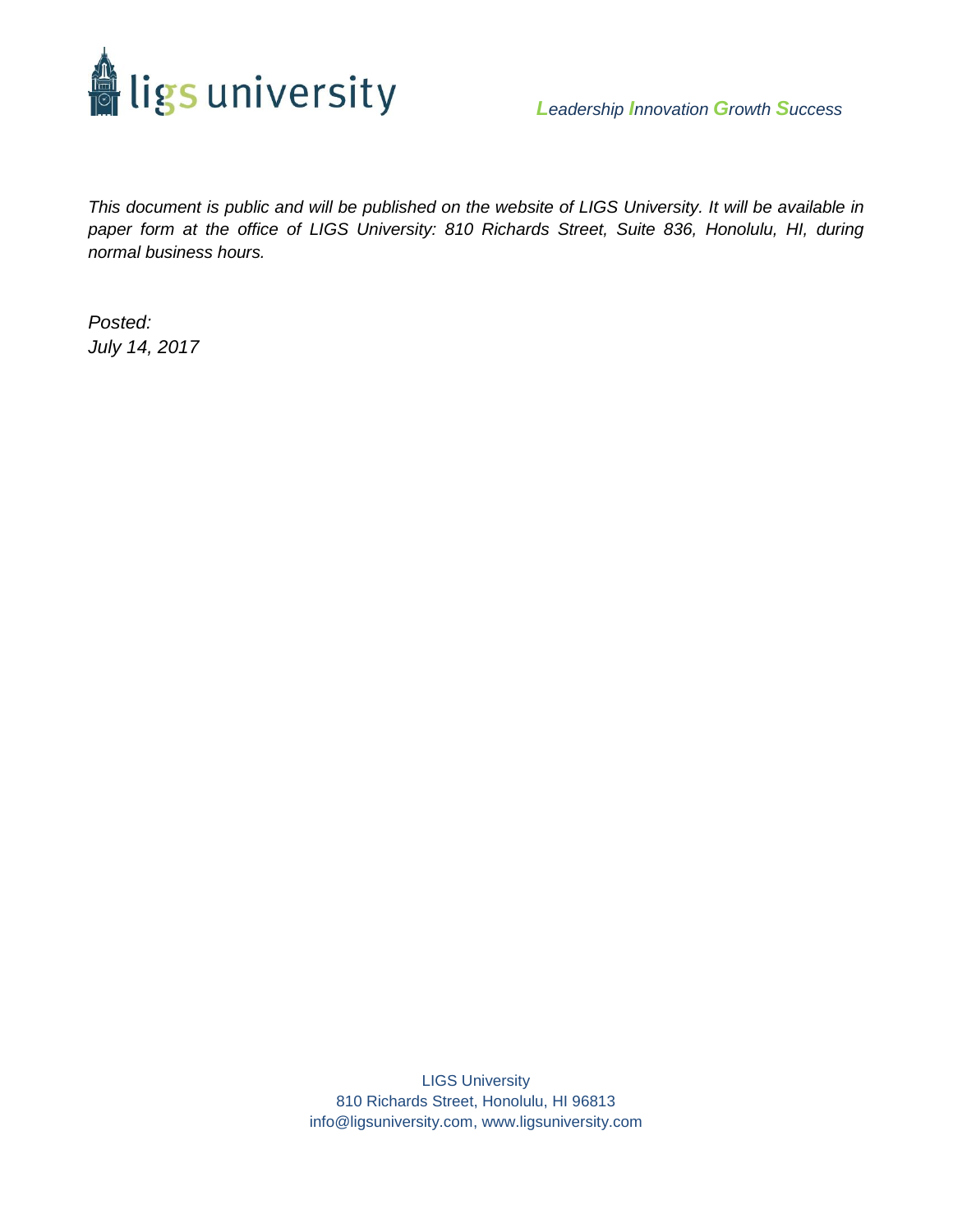*This document is public and will be published on the website of LIGS University. It will be available in paper form at the office of LIGS University: 810 Richards Street, Suite 836, Honolulu, HI, during normal business hours.*

*Posted:*
*July 14, 2017*